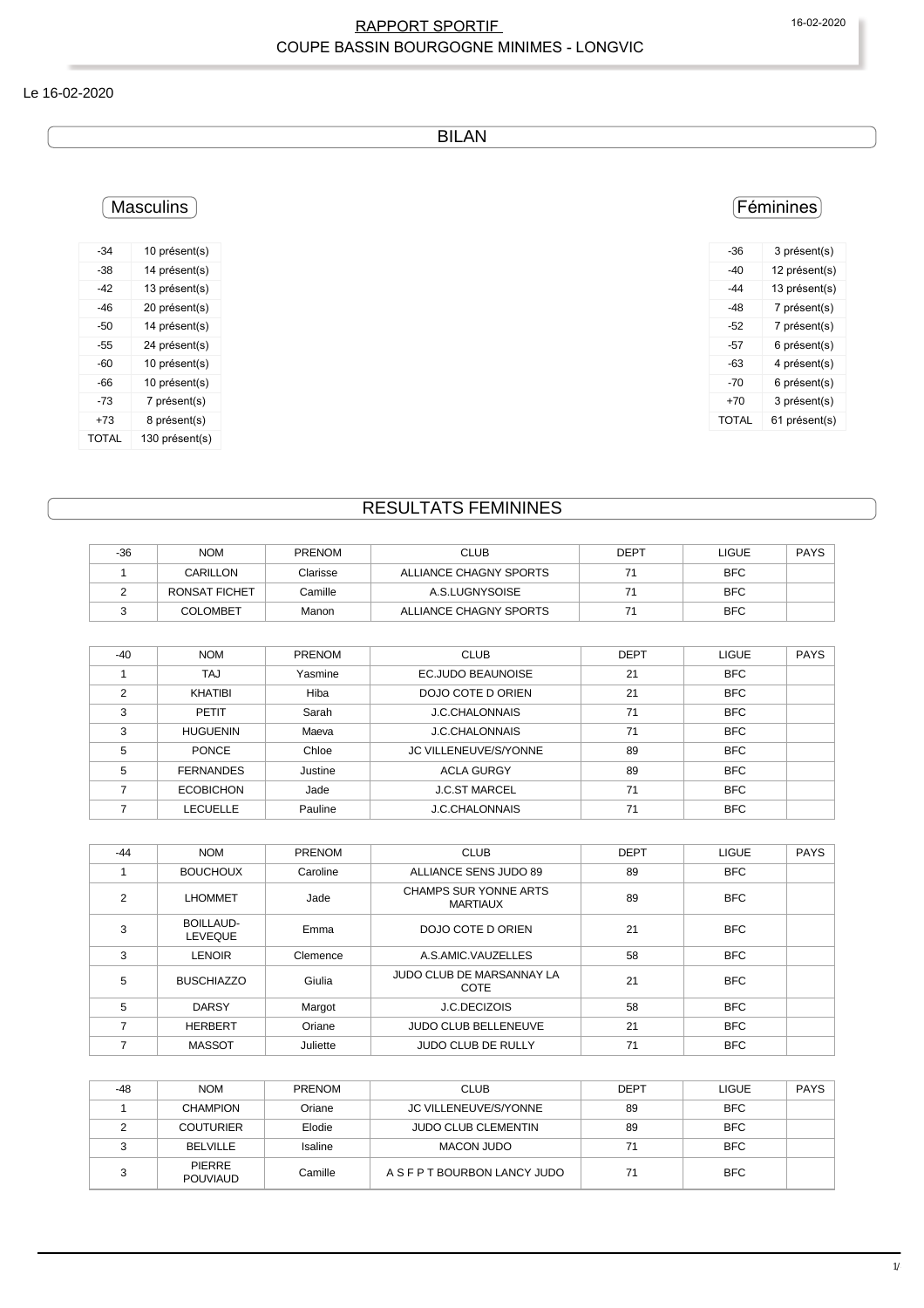# RAPPORT SPORTIF
# COUPE BASSIN BOURGOGNE MINIMES - LONGVIC

Le 16-02-2020

## BILAN

### Masculins

| | |
|---|---|
| -34 | 10 présent(s) |
| -38 | 14 présent(s) |
| -42 | 13 présent(s) |
| -46 | 20 présent(s) |
| -50 | 14 présent(s) |
| -55 | 24 présent(s) |
| -60 | 10 présent(s) |
| -66 | 10 présent(s) |
| -73 | 7 présent(s) |
| +73 | 8 présent(s) |
| TOTAL | 130 présent(s) |

### Féminines

| | |
|---|---|
| -36 | 3 présent(s) |
| -40 | 12 présent(s) |
| -44 | 13 présent(s) |
| -48 | 7 présent(s) |
| -52 | 7 présent(s) |
| -57 | 6 présent(s) |
| -63 | 4 présent(s) |
| -70 | 6 présent(s) |
| +70 | 3 présent(s) |
| TOTAL | 61 présent(s) |

## RESULTATS FEMININES

| -36 | NOM | PRENOM | CLUB | DEPT | LIGUE | PAYS |
|---|---|---|---|---|---|---|
| 1 | CARILLON | Clarisse | ALLIANCE CHAGNY SPORTS | 71 | BFC | |
| 2 | RONSAT FICHET | Camille | A.S.LUGNYSOISE | 71 | BFC | |
| 3 | COLOMBET | Manon | ALLIANCE CHAGNY SPORTS | 71 | BFC | |

| -40 | NOM | PRENOM | CLUB | DEPT | LIGUE | PAYS |
|---|---|---|---|---|---|---|
| 1 | TAJ | Yasmine | EC.JUDO BEAUNOISE | 21 | BFC | |
| 2 | KHATIBI | Hiba | DOJO COTE D ORIEN | 21 | BFC | |
| 3 | PETIT | Sarah | J.C.CHALONNAIS | 71 | BFC | |
| 3 | HUGUENIN | Maeva | J.C.CHALONNAIS | 71 | BFC | |
| 5 | PONCE | Chloe | JC VILLENEUVE/S/YONNE | 89 | BFC | |
| 5 | FERNANDES | Justine | ACLA GURGY | 89 | BFC | |
| 7 | ECOBICHON | Jade | J.C.ST MARCEL | 71 | BFC | |
| 7 | LECUELLE | Pauline | J.C.CHALONNAIS | 71 | BFC | |

| -44 | NOM | PRENOM | CLUB | DEPT | LIGUE | PAYS |
|---|---|---|---|---|---|---|
| 1 | BOUCHOUX | Caroline | ALLIANCE SENS JUDO 89 | 89 | BFC | |
| 2 | LHOMMET | Jade | CHAMPS SUR YONNE ARTS MARTIAUX | 89 | BFC | |
| 3 | BOILLAUD-LEVEQUE | Emma | DOJO COTE D ORIEN | 21 | BFC | |
| 3 | LENOIR | Clemence | A.S.AMIC.VAUZELLES | 58 | BFC | |
| 5 | BUSCHIAZZO | Giulia | JUDO CLUB DE MARSANNAY LA COTE | 21 | BFC | |
| 5 | DARSY | Margot | J.C.DECIZOIS | 58 | BFC | |
| 7 | HERBERT | Oriane | JUDO CLUB BELLENEUVE | 21 | BFC | |
| 7 | MASSOT | Juliette | JUDO CLUB DE RULLY | 71 | BFC | |

| -48 | NOM | PRENOM | CLUB | DEPT | LIGUE | PAYS |
|---|---|---|---|---|---|---|
| 1 | CHAMPION | Oriane | JC VILLENEUVE/S/YONNE | 89 | BFC | |
| 2 | COUTURIER | Elodie | JUDO CLUB CLEMENTIN | 89 | BFC | |
| 3 | BELVILLE | Isaline | MACON JUDO | 71 | BFC | |
| 3 | PIERRE POUVIAUD | Camille | A S F P T BOURBON LANCY JUDO | 71 | BFC | |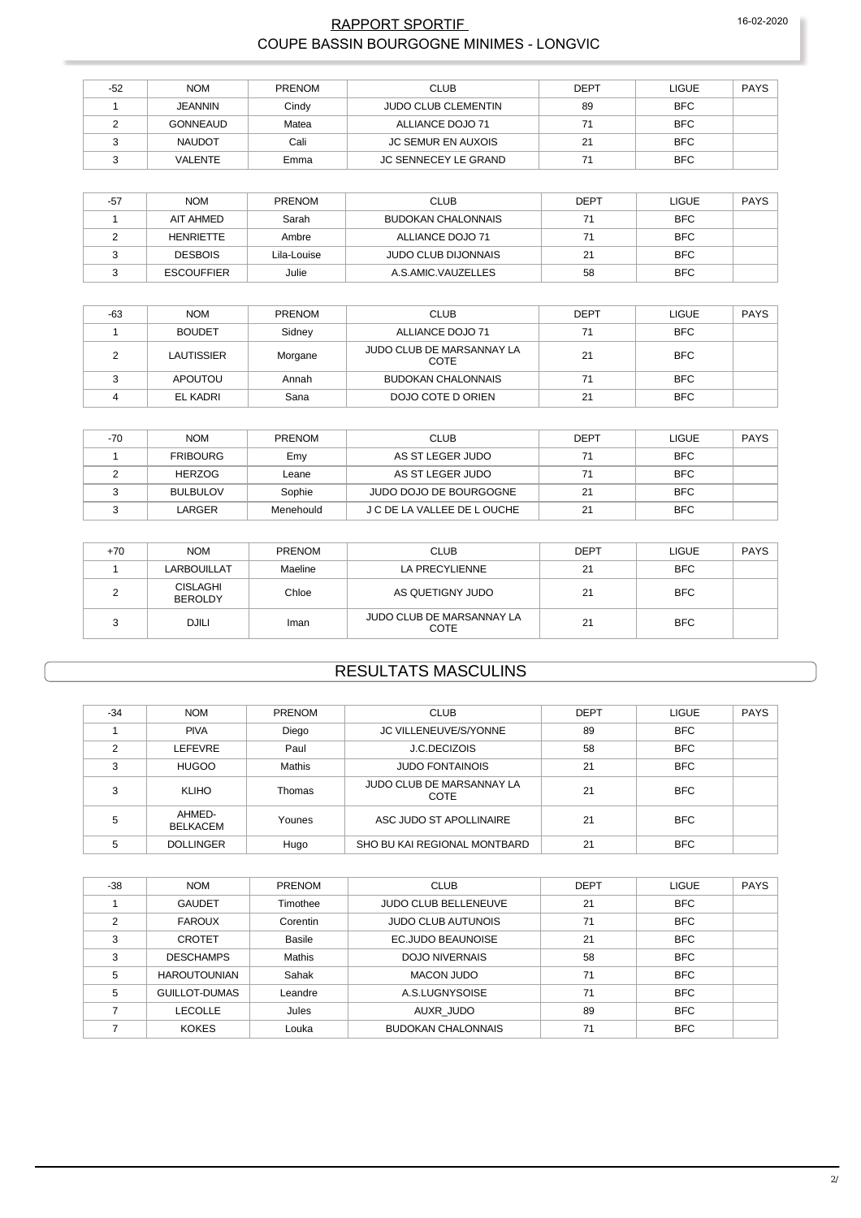| -52 | NOM | PRENOM | CLUB | DEPT | LIGUE | PAYS |
|---|---|---|---|---|---|---|
| 1 | JEANNIN | Cindy | JUDO CLUB CLEMENTIN | 89 | BFC | |
| 2 | GONNEAUD | Matea | ALLIANCE DOJO 71 | 71 | BFC | |
| 3 | NAUDOT | Cali | JC SEMUR EN AUXOIS | 21 | BFC | |
| 3 | VALENTE | Emma | JC SENNECEY LE GRAND | 71 | BFC | |

| -57 | NOM | PRENOM | CLUB | DEPT | LIGUE | PAYS |
|---|---|---|---|---|---|---|
| 1 | AIT AHMED | Sarah | BUDOKAN CHALONNAIS | 71 | BFC | |
| 2 | HENRIETTE | Ambre | ALLIANCE DOJO 71 | 71 | BFC | |
| 3 | DESBOIS | Lila-Louise | JUDO CLUB DIJONNAIS | 21 | BFC | |
| 3 | ESCOUFFIER | Julie | A.S.AMIC.VAUZELLES | 58 | BFC | |

| -63 | NOM | PRENOM | CLUB | DEPT | LIGUE | PAYS |
|---|---|---|---|---|---|---|
| 1 | BOUDET | Sidney | ALLIANCE DOJO 71 | 71 | BFC | |
| 2 | LAUTISSIER | Morgane | JUDO CLUB DE MARSANNAY LA COTE | 21 | BFC | |
| 3 | APOUTOU | Annah | BUDOKAN CHALONNAIS | 71 | BFC | |
| 4 | EL KADRI | Sana | DOJO COTE D ORIEN | 21 | BFC | |

| -70 | NOM | PRENOM | CLUB | DEPT | LIGUE | PAYS |
|---|---|---|---|---|---|---|
| 1 | FRIBOURG | Emy | AS ST LEGER JUDO | 71 | BFC | |
| 2 | HERZOG | Leane | AS ST LEGER JUDO | 71 | BFC | |
| 3 | BULBULOV | Sophie | JUDO DOJO DE BOURGOGNE | 21 | BFC | |
| 3 | LARGER | Menehould | J C DE LA VALLEE DE L OUCHE | 21 | BFC | |

| +70 | NOM | PRENOM | CLUB | DEPT | LIGUE | PAYS |
|---|---|---|---|---|---|---|
| 1 | LARBOUILLAT | Maeline | LA PRECYLIENNE | 21 | BFC | |
| 2 | CISLAGHI BEROLDY | Chloe | AS QUETIGNY JUDO | 21 | BFC | |
| 3 | DJILI | Iman | JUDO CLUB DE MARSANNAY LA COTE | 21 | BFC | |

## RESULTATS MASCULINS

| -34 | NOM | PRENOM | CLUB | DEPT | LIGUE | PAYS |
|---|---|---|---|---|---|---|
| 1 | PIVA | Diego | JC VILLENEUVE/S/YONNE | 89 | BFC | |
| 2 | LEFEVRE | Paul | J.C.DECIZOIS | 58 | BFC | |
| 3 | HUGOO | Mathis | JUDO FONTAINOIS | 21 | BFC | |
| 3 | KLIHO | Thomas | JUDO CLUB DE MARSANNAY LA COTE | 21 | BFC | |
| 5 | AHMED-BELKACEM | Younes | ASC JUDO ST APOLLINAIRE | 21 | BFC | |
| 5 | DOLLINGER | Hugo | SHO BU KAI REGIONAL MONTBARD | 21 | BFC | |

| -38 | NOM | PRENOM | CLUB | DEPT | LIGUE | PAYS |
|---|---|---|---|---|---|---|
| 1 | GAUDET | Timothee | JUDO CLUB BELLENEUVE | 21 | BFC | |
| 2 | FAROUX | Corentin | JUDO CLUB AUTUNOIS | 71 | BFC | |
| 3 | CROTET | Basile | EC.JUDO BEAUNOISE | 21 | BFC | |
| 3 | DESCHAMPS | Mathis | DOJO NIVERNAIS | 58 | BFC | |
| 5 | HAROUTOUNIAN | Sahak | MACON JUDO | 71 | BFC | |
| 5 | GUILLOT-DUMAS | Leandre | A.S.LUGNYSOISE | 71 | BFC | |
| 7 | LECOLLE | Jules | AUXR_JUDO | 89 | BFC | |
| 7 | KOKES | Louka | BUDOKAN CHALONNAIS | 71 | BFC | |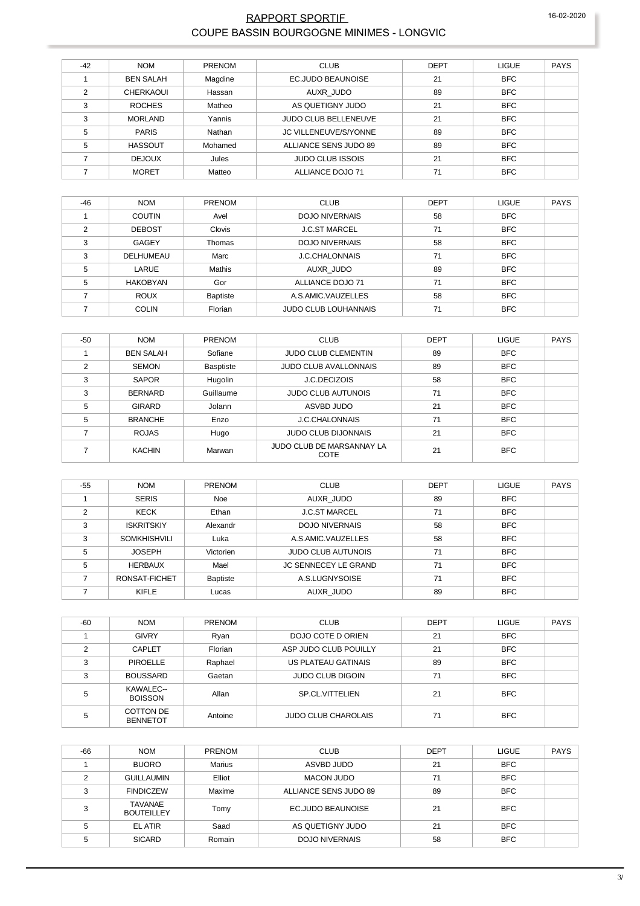# RAPPORT SPORTIF

## COUPE BASSIN BOURGOGNE MINIMES - LONGVIC

| -42 | NOM | PRENOM | CLUB | DEPT | LIGUE | PAYS |
|---|---|---|---|---|---|---|
| 1 | BEN SALAH | Magdine | EC.JUDO BEAUNOISE | 21 | BFC | |
| 2 | CHERKAOUI | Hassan | AUXR_JUDO | 89 | BFC | |
| 3 | ROCHES | Matheo | AS QUETIGNY JUDO | 21 | BFC | |
| 3 | MORLAND | Yannis | JUDO CLUB BELLENEUVE | 21 | BFC | |
| 5 | PARIS | Nathan | JC VILLENEUVE/S/YONNE | 89 | BFC | |
| 5 | HASSOUT | Mohamed | ALLIANCE SENS JUDO 89 | 89 | BFC | |
| 7 | DEJOUX | Jules | JUDO CLUB ISSOIS | 21 | BFC | |
| 7 | MORET | Matteo | ALLIANCE DOJO 71 | 71 | BFC | |

| -46 | NOM | PRENOM | CLUB | DEPT | LIGUE | PAYS |
|---|---|---|---|---|---|---|
| 1 | COUTIN | Avel | DOJO NIVERNAIS | 58 | BFC | |
| 2 | DEBOST | Clovis | J.C.ST MARCEL | 71 | BFC | |
| 3 | GAGEY | Thomas | DOJO NIVERNAIS | 58 | BFC | |
| 3 | DELHUMEAU | Marc | J.C.CHALONNAIS | 71 | BFC | |
| 5 | LARUE | Mathis | AUXR_JUDO | 89 | BFC | |
| 5 | HAKOBYAN | Gor | ALLIANCE DOJO 71 | 71 | BFC | |
| 7 | ROUX | Baptiste | A.S.AMIC.VAUZELLES | 58 | BFC | |
| 7 | COLIN | Florian | JUDO CLUB LOUHANNAIS | 71 | BFC | |

| -50 | NOM | PRENOM | CLUB | DEPT | LIGUE | PAYS |
|---|---|---|---|---|---|---|
| 1 | BEN SALAH | Sofiane | JUDO CLUB CLEMENTIN | 89 | BFC | |
| 2 | SEMON | Basptiste | JUDO CLUB AVALLONNAIS | 89 | BFC | |
| 3 | SAPOR | Hugolin | J.C.DECIZOIS | 58 | BFC | |
| 3 | BERNARD | Guillaume | JUDO CLUB AUTUNOIS | 71 | BFC | |
| 5 | GIRARD | Jolann | ASVBD JUDO | 21 | BFC | |
| 5 | BRANCHE | Enzo | J.C.CHALONNAIS | 71 | BFC | |
| 7 | ROJAS | Hugo | JUDO CLUB DIJONNAIS | 21 | BFC | |
| 7 | KACHIN | Marwan | JUDO CLUB DE MARSANNAY LA COTE | 21 | BFC | |

| -55 | NOM | PRENOM | CLUB | DEPT | LIGUE | PAYS |
|---|---|---|---|---|---|---|
| 1 | SERIS | Noe | AUXR_JUDO | 89 | BFC | |
| 2 | KECK | Ethan | J.C.ST MARCEL | 71 | BFC | |
| 3 | ISKRITSKIY | Alexandr | DOJO NIVERNAIS | 58 | BFC | |
| 3 | SOMKHISHVILI | Luka | A.S.AMIC.VAUZELLES | 58 | BFC | |
| 5 | JOSEPH | Victorien | JUDO CLUB AUTUNOIS | 71 | BFC | |
| 5 | HERBAUX | Mael | JC SENNECEY LE GRAND | 71 | BFC | |
| 7 | RONSAT-FICHET | Baptiste | A.S.LUGNYSOISE | 71 | BFC | |
| 7 | KIFLE | Lucas | AUXR_JUDO | 89 | BFC | |

| -60 | NOM | PRENOM | CLUB | DEPT | LIGUE | PAYS |
|---|---|---|---|---|---|---|
| 1 | GIVRY | Ryan | DOJO COTE D ORIEN | 21 | BFC | |
| 2 | CAPLET | Florian | ASP JUDO CLUB POUILLY | 21 | BFC | |
| 3 | PIROELLE | Raphael | US PLATEAU GATINAIS | 89 | BFC | |
| 3 | BOUSSARD | Gaetan | JUDO CLUB DIGOIN | 71 | BFC | |
| 5 | KAWALEC--BOISSON | Allan | SP.CL.VITTELIEN | 21 | BFC | |
| 5 | COTTON DE BENNETOT | Antoine | JUDO CLUB CHAROLAIS | 71 | BFC | |

| -66 | NOM | PRENOM | CLUB | DEPT | LIGUE | PAYS |
|---|---|---|---|---|---|---|
| 1 | BUORO | Marius | ASVBD JUDO | 21 | BFC | |
| 2 | GUILLAUMIN | Elliot | MACON JUDO | 71 | BFC | |
| 3 | FINDICZEW | Maxime | ALLIANCE SENS JUDO 89 | 89 | BFC | |
| 3 | TAVANAE BOUTEILLEY | Tomy | EC.JUDO BEAUNOISE | 21 | BFC | |
| 5 | EL ATIR | Saad | AS QUETIGNY JUDO | 21 | BFC | |
| 5 | SICARD | Romain | DOJO NIVERNAIS | 58 | BFC | |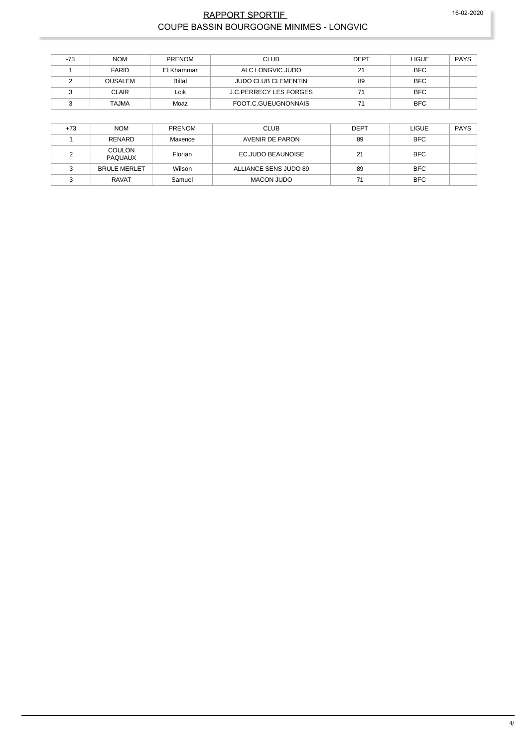| -73 | NOM | PRENOM | CLUB | DEPT | LIGUE | PAYS |
|---|---|---|---|---|---|---|
| 1 | FARID | El Khammar | ALC LONGVIC JUDO | 21 | BFC | |
| 2 | OUSALEM | Billal | JUDO CLUB CLEMENTIN | 89 | BFC | |
| 3 | CLAIR | Loik | J.C.PERRECY LES FORGES | 71 | BFC | |
| 3 | TAJMA | Moaz | FOOT.C.GUEUGNONNAIS | 71 | BFC | |

| +73 | NOM | PRENOM | CLUB | DEPT | LIGUE | PAYS |
|---|---|---|---|---|---|---|
| 1 | RENARD | Maxence | AVENIR DE PARON | 89 | BFC | |
| 2 | COULON PAQUAUX | Florian | EC.JUDO BEAUNOISE | 21 | BFC | |
| 3 | BRULE MERLET | Wilson | ALLIANCE SENS JUDO 89 | 89 | BFC | |
| 3 | RAVAT | Samuel | MACON JUDO | 71 | BFC | |